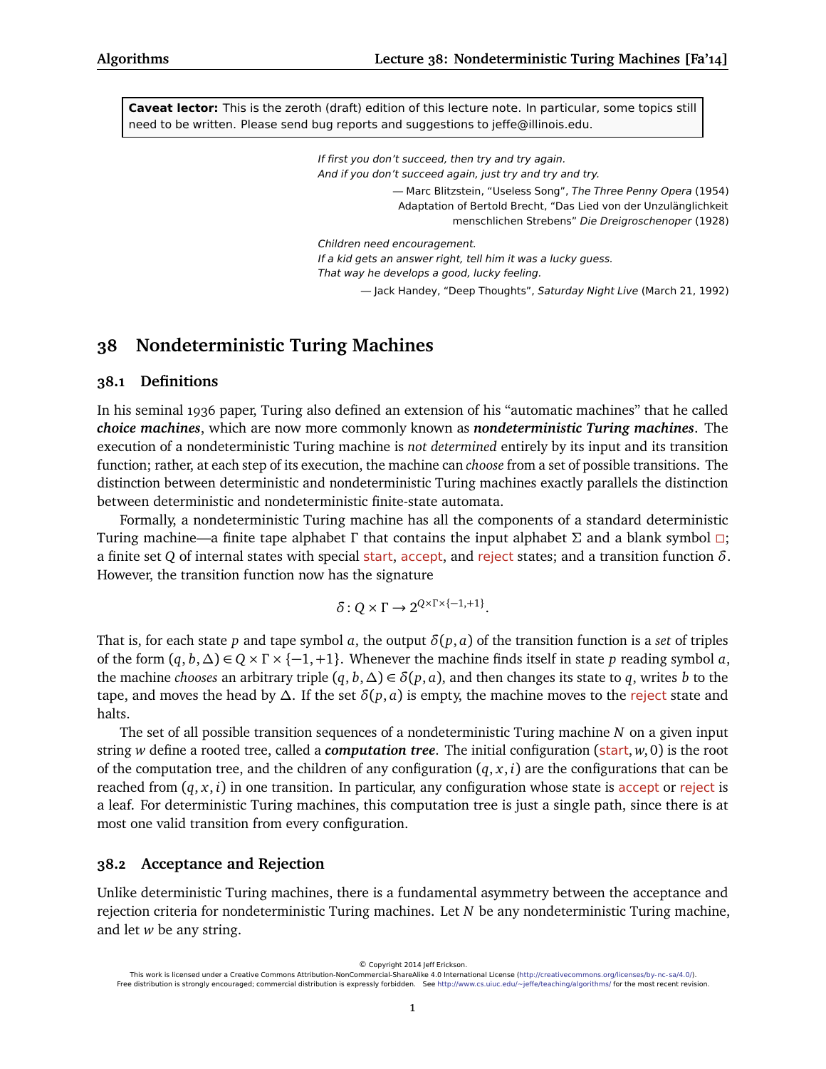**Caveat lector:** This is the zeroth (draft) edition of this lecture note. In particular, some topics still need to be written. Please send bug reports and suggestions to jeffe@illinois.edu.

> *If first you don't succeed, then try and try again.*
> *And if you don't succeed again, just try and try and try.*
>
> — Marc Blitzstein, "Useless Song", *The Three Penny Opera* (1954)
> Adaptation of Bertold Brecht, "Das Lied von der Unzulänglichkeit menschlichen Strebens" *Die Dreigroschenoper* (1928)

> *Children need encouragement.*
> *If a kid gets an answer right, tell him it was a lucky guess.*
> *That way he develops a good, lucky feeling.*
>
> — Jack Handey, "Deep Thoughts", *Saturday Night Live* (March 21, 1992)

# 38 Nondeterministic Turing Machines

## 38.1 Definitions

In his seminal 1936 paper, Turing also defined an extension of his "automatic machines" that he called ***choice machines***, which are now more commonly known as ***nondeterministic Turing machines***. The execution of a nondeterministic Turing machine is *not determined* entirely by its input and its transition function; rather, at each step of its execution, the machine can *choose* from a set of possible transitions. The distinction between deterministic and nondeterministic Turing machines exactly parallels the distinction between deterministic and nondeterministic finite-state automata.

Formally, a nondeterministic Turing machine has all the components of a standard deterministic Turing machine—a finite tape alphabet $\Gamma$ that contains the input alphabet $\Sigma$ and a blank symbol $\square$; a finite set $Q$ of internal states with special start, accept, and reject states; and a transition function $\delta$. However, the transition function now has the signature

$$\delta : Q \times \Gamma \to 2^{Q \times \Gamma \times \{-1,+1\}}.$$

That is, for each state $p$ and tape symbol $a$, the output $\delta(p, a)$ of the transition function is a *set* of triples of the form $(q, b, \Delta) \in Q \times \Gamma \times \{-1,+1\}$. Whenever the machine finds itself in state $p$ reading symbol $a$, the machine *chooses* an arbitrary triple $(q, b, \Delta) \in \delta(p, a)$, and then changes its state to $q$, writes $b$ to the tape, and moves the head by $\Delta$. If the set $\delta(p, a)$ is empty, the machine moves to the reject state and halts.

The set of all possible transition sequences of a nondeterministic Turing machine $N$ on a given input string $w$ define a rooted tree, called a ***computation tree***. The initial configuration (start, $w$, 0) is the root of the computation tree, and the children of any configuration $(q, x, i)$ are the configurations that can be reached from $(q, x, i)$ in one transition. In particular, any configuration whose state is accept or reject is a leaf. For deterministic Turing machines, this computation tree is just a single path, since there is at most one valid transition from every configuration.

## 38.2 Acceptance and Rejection

Unlike deterministic Turing machines, there is a fundamental asymmetry between the acceptance and rejection criteria for nondeterministic Turing machines. Let $N$ be any nondeterministic Turing machine, and let $w$ be any string.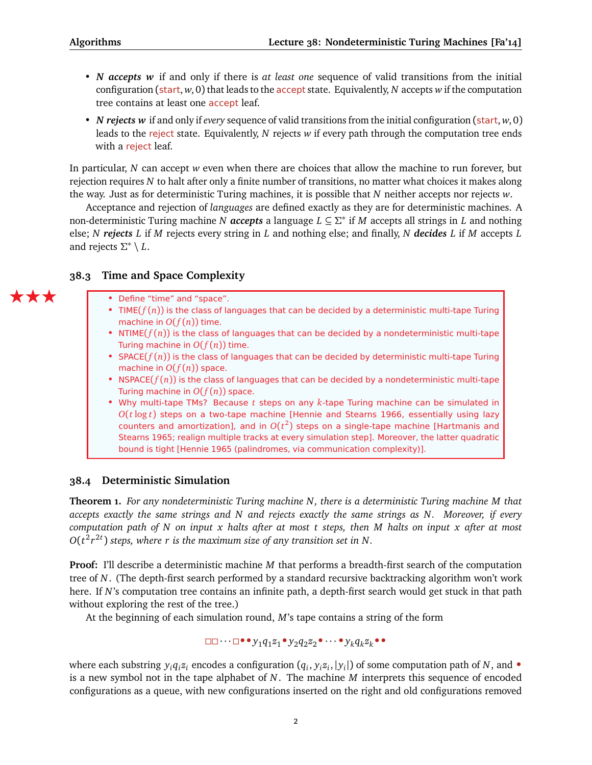- ***N accepts w*** if and only if there is *at least one* sequence of valid transitions from the initial configuration (start, $w$, 0) that leads to the accept state. Equivalently, $N$ accepts $w$ if the computation tree contains at least one accept leaf.
- ***N rejects w*** if and only if *every* sequence of valid transitions from the initial configuration (start, $w$, 0) leads to the reject state. Equivalently, $N$ rejects $w$ if every path through the computation tree ends with a reject leaf.

In particular, $N$ can accept $w$ even when there are choices that allow the machine to run forever, but rejection requires $N$ to halt after only a finite number of transitions, no matter what choices it makes along the way. Just as for deterministic Turing machines, it is possible that $N$ neither accepts nor rejects $w$.

Acceptance and rejection of *languages* are defined exactly as they are for deterministic machines. A non-deterministic Turing machine $N$ ***accepts*** a language $L \subseteq \Sigma^*$ if $M$ accepts all strings in $L$ and nothing else; $N$ ***rejects*** $L$ if $M$ rejects every string in $L$ and nothing else; and finally, $N$ ***decides*** $L$ if $M$ accepts $L$ and rejects $\Sigma^* \setminus L$.

## 38.3 Time and Space Complexity

★★★

- Define "time" and "space".
- TIME($f(n)$) is the class of languages that can be decided by a deterministic multi-tape Turing machine in $O(f(n))$ time.
- NTIME($f(n)$) is the class of languages that can be decided by a nondeterministic multi-tape Turing machine in $O(f(n))$ time.
- SPACE($f(n)$) is the class of languages that can be decided by deterministic multi-tape Turing machine in $O(f(n))$ space.
- NSPACE($f(n)$) is the class of languages that can be decided by a nondeterministic multi-tape Turing machine in $O(f(n))$ space.
- Why multi-tape TMs? Because $t$ steps on any $k$-tape Turing machine can be simulated in $O(t \log t)$ steps on a two-tape machine [Hennie and Stearns 1966, essentially using lazy counters and amortization], and in $O(t^2)$ steps on a single-tape machine [Hartmanis and Stearns 1965; realign multiple tracks at every simulation step]. Moreover, the latter quadratic bound is tight [Hennie 1965 (palindromes, via communication complexity)].

## 38.4 Deterministic Simulation

**Theorem 1.** *For any nondeterministic Turing machine $N$, there is a deterministic Turing machine $M$ that accepts exactly the same strings and $N$ and rejects exactly the same strings as $N$. Moreover, if every computation path of $N$ on input $x$ halts after at most $t$ steps, then $M$ halts on input $x$ after at most $O(t^2 r^{2t})$ steps, where $r$ is the maximum size of any transition set in $N$.*

**Proof:** I'll describe a deterministic machine $M$ that performs a breadth-first search of the computation tree of $N$. (The depth-first search performed by a standard recursive backtracking algorithm won't work here. If $N$'s computation tree contains an infinite path, a depth-first search would get stuck in that path without exploring the rest of the tree.)

At the beginning of each simulation round, $M$'s tape contains a string of the form

$$\square\square\cdots\square \bullet\bullet y_1 q_1 z_1 \bullet y_2 q_2 z_2 \bullet \cdots \bullet y_k q_k z_k \bullet\bullet$$

where each substring $y_i q_i z_i$ encodes a configuration $(q_i, y_i z_i, |y_i|)$ of some computation path of $N$, and $\bullet$ is a new symbol not in the tape alphabet of $N$. The machine $M$ interprets this sequence of encoded configurations as a queue, with new configurations inserted on the right and old configurations removed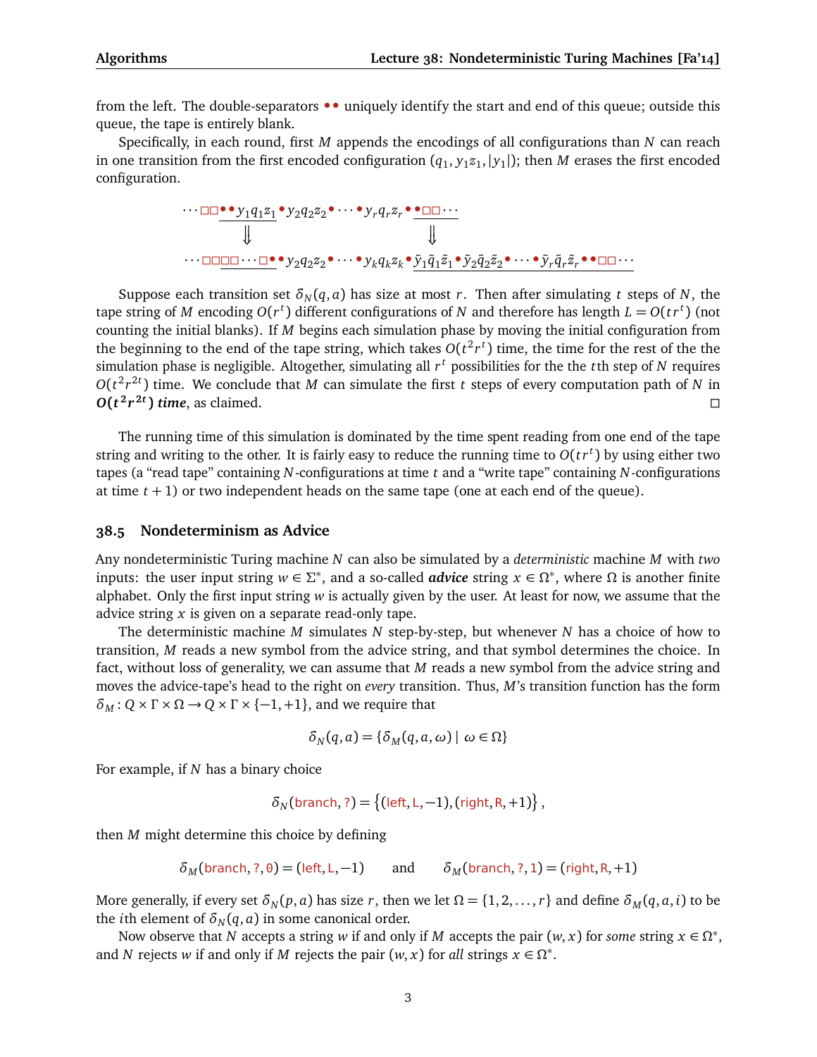from the left. The double-separators $\bullet\bullet$ uniquely identify the start and end of this queue; outside this queue, the tape is entirely blank.

Specifically, in each round, first $M$ appends the encodings of all configurations than $N$ can reach in one transition from the first encoded configuration $(q_1, y_1 z_1, |y_1|)$; then $M$ erases the first encoded configuration.

$$\cdots \square\square \bullet\bullet \underline{y_1 q_1 z_1} \bullet y_2 q_2 z_2 \bullet \cdots \bullet y_r q_r z_r \bullet \underline{\bullet \square\square} \cdots$$

$$\Downarrow \qquad\qquad\qquad \Downarrow$$

$$\cdots \square\square\square \underline{\square \cdots \square} \bullet\bullet y_2 q_2 z_2 \bullet \cdots \bullet y_k q_k z_k \bullet \underline{\tilde{y}_1 \tilde{q}_1 \tilde{z}_1 \bullet \tilde{y}_2 \tilde{q}_2 \tilde{z}_2 \bullet \cdots \bullet \tilde{y}_r \tilde{q}_r \tilde{z}_r \bullet\bullet \square\square} \cdots$$

Suppose each transition set $\delta_N(q,a)$ has size at most $r$. Then after simulating $t$ steps of $N$, the tape string of $M$ encoding $O(r^t)$ different configurations of $N$ and therefore has length $L = O(tr^t)$ (not counting the initial blanks). If $M$ begins each simulation phase by moving the initial configuration from the beginning to the end of the tape string, which takes $O(t^2 r^t)$ time, the time for the rest of the the simulation phase is negligible. Altogether, simulating all $r^t$ possibilities for the the $t$th step of $N$ requires $O(t^2 r^{2t})$ time. We conclude that $M$ can simulate the first $t$ steps of every computation path of $N$ in ***$O(t^2 r^{2t})$ time***, as claimed. □

The running time of this simulation is dominated by the time spent reading from one end of the tape string and writing to the other. It is fairly easy to reduce the running time to $O(tr^t)$ by using either two tapes (a "read tape" containing $N$-configurations at time $t$ and a "write tape" containing $N$-configurations at time $t+1$) or two independent heads on the same tape (one at each end of the queue).

## 38.5 Nondeterminism as Advice

Any nondeterministic Turing machine $N$ can also be simulated by a *deterministic* machine $M$ with *two* inputs: the user input string $w \in \Sigma^*$, and a so-called ***advice*** string $x \in \Omega^*$, where $\Omega$ is another finite alphabet. Only the first input string $w$ is actually given by the user. At least for now, we assume that the advice string $x$ is given on a separate read-only tape.

The deterministic machine $M$ simulates $N$ step-by-step, but whenever $N$ has a choice of how to transition, $M$ reads a new symbol from the advice string, and that symbol determines the choice. In fact, without loss of generality, we can assume that $M$ reads a new symbol from the advice string and moves the advice-tape's head to the right on *every* transition. Thus, $M$'s transition function has the form $\delta_M : Q \times \Gamma \times \Omega \to Q \times \Gamma \times \{-1,+1\}$, and we require that

$$\delta_N(q,a) = \{\delta_M(q,a,\omega) \mid \omega \in \Omega\}$$

For example, if $N$ has a binary choice

$$\delta_N(\text{branch}, ?) = \big\{(\text{left}, \text{L}, -1), (\text{right}, \text{R}, +1)\big\},$$

then $M$ might determine this choice by defining

$$\delta_M(\text{branch}, ?, 0) = (\text{left}, \text{L}, -1) \qquad \text{and} \qquad \delta_M(\text{branch}, ?, 1) = (\text{right}, \text{R}, +1)$$

More generally, if every set $\delta_N(p,a)$ has size $r$, then we let $\Omega = \{1, 2, \ldots, r\}$ and define $\delta_M(q,a,i)$ to be the $i$th element of $\delta_N(q,a)$ in some canonical order.

Now observe that $N$ accepts a string $w$ if and only if $M$ accepts the pair $(w,x)$ for *some* string $x \in \Omega^*$, and $N$ rejects $w$ if and only if $M$ rejects the pair $(w,x)$ for *all* strings $x \in \Omega^*$.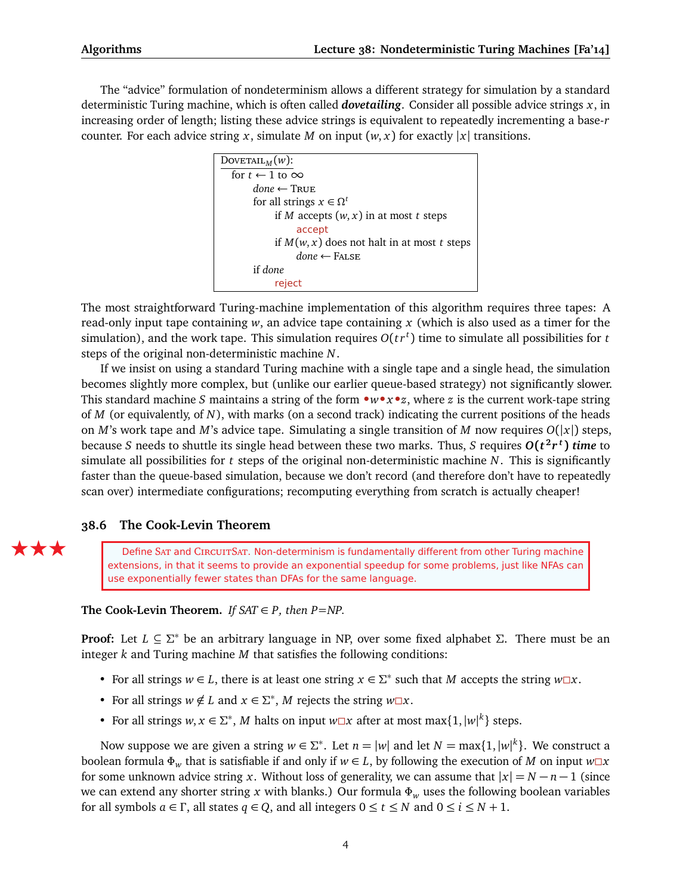The "advice" formulation of nondeterminism allows a different strategy for simulation by a standard deterministic Turing machine, which is often called ***dovetailing***. Consider all possible advice strings $x$, in increasing order of length; listing these advice strings is equivalent to repeatedly incrementing a base-$r$ counter. For each advice string $x$, simulate $M$ on input $(w, x)$ for exactly $|x|$ transitions.

```
DOVETAIL_M(w):
  for t ← 1 to ∞
      done ← TRUE
      for all strings x ∈ Ω^t
          if M accepts (w, x) in at most t steps
              accept
          if M(w, x) does not halt in at most t steps
              done ← FALSE
      if done
          reject
```

The most straightforward Turing-machine implementation of this algorithm requires three tapes: A read-only input tape containing $w$, an advice tape containing $x$ (which is also used as a timer for the simulation), and the work tape. This simulation requires $O(tr^t)$ time to simulate all possibilities for $t$ steps of the original non-deterministic machine $N$.

If we insist on using a standard Turing machine with a single tape and a single head, the simulation becomes slightly more complex, but (unlike our earlier queue-based strategy) not significantly slower. This standard machine $S$ maintains a string of the form $\bullet w \bullet x \bullet z$, where $z$ is the current work-tape string of $M$ (or equivalently, of $N$), with marks (on a second track) indicating the current positions of the heads on $M$'s work tape and $M$'s advice tape. Simulating a single transition of $M$ now requires $O(|x|)$ steps, because $S$ needs to shuttle its single head between these two marks. Thus, $S$ requires $\boldsymbol{O(t^2 r^t)}$ ***time*** to simulate all possibilities for $t$ steps of the original non-deterministic machine $N$. This is significantly faster than the queue-based simulation, because we don't record (and therefore don't have to repeatedly scan over) intermediate configurations; recomputing everything from scratch is actually cheaper!

## 38.6 The Cook-Levin Theorem

★★★

> Define SAT and CIRCUITSAT. Non-determinism is fundamentally different from other Turing machine extensions, in that it seems to provide an exponential speedup for some problems, just like NFAs can use exponentially fewer states than DFAs for the same language.

**The Cook-Levin Theorem.** *If SAT ∈ P, then P=NP.*

**Proof:** Let $L \subseteq \Sigma^*$ be an arbitrary language in NP, over some fixed alphabet $\Sigma$. There must be an integer $k$ and Turing machine $M$ that satisfies the following conditions:

- For all strings $w \in L$, there is at least one string $x \in \Sigma^*$ such that $M$ accepts the string $w\Box x$.
- For all strings $w \notin L$ and $x \in \Sigma^*$, $M$ rejects the string $w\Box x$.
- For all strings $w, x \in \Sigma^*$, $M$ halts on input $w\Box x$ after at most $\max\{1, |w|^k\}$ steps.

Now suppose we are given a string $w \in \Sigma^*$. Let $n = |w|$ and let $N = \max\{1, |w|^k\}$. We construct a boolean formula $\Phi_w$ that is satisfiable if and only if $w \in L$, by following the execution of $M$ on input $w\Box x$ for some unknown advice string $x$. Without loss of generality, we can assume that $|x| = N - n - 1$ (since we can extend any shorter string $x$ with blanks.) Our formula $\Phi_w$ uses the following boolean variables for all symbols $a \in \Gamma$, all states $q \in Q$, and all integers $0 \le t \le N$ and $0 \le i \le N + 1$.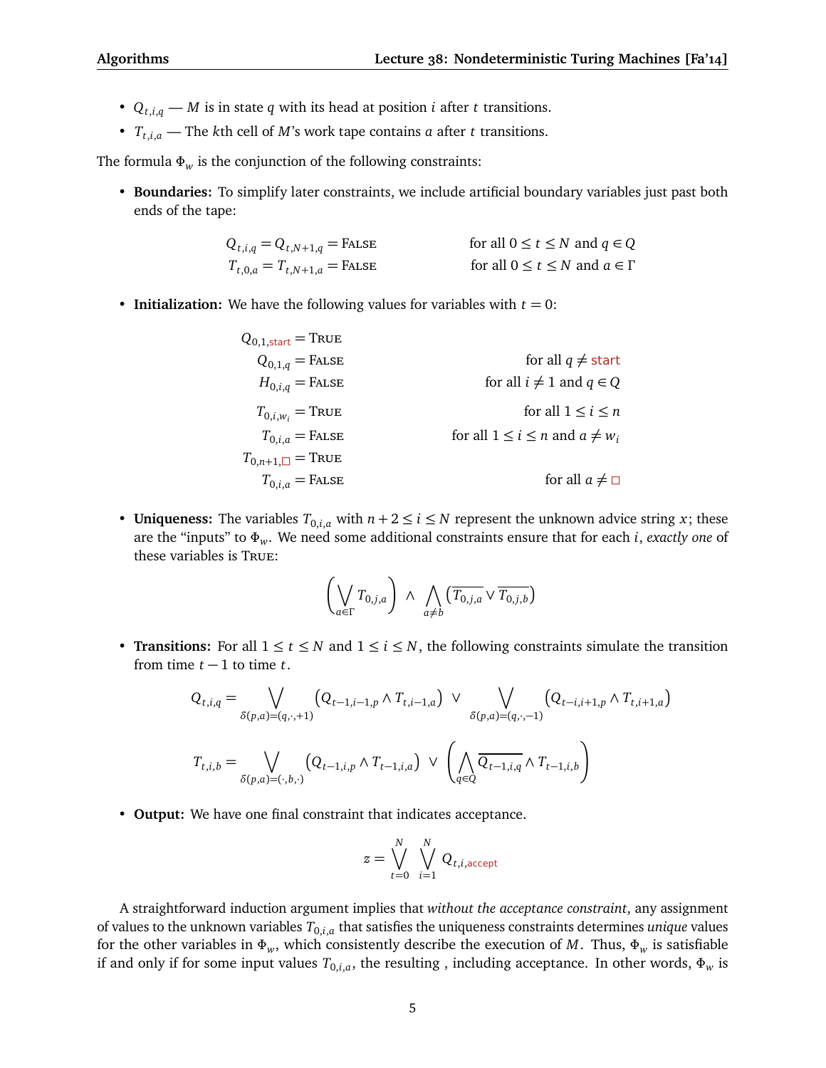- $Q_{t,i,q}$ — $M$ is in state $q$ with its head at position $i$ after $t$ transitions.
- $T_{t,i,a}$ — The $k$th cell of $M$'s work tape contains $a$ after $t$ transitions.

The formula $\Phi_w$ is the conjunction of the following constraints:

- **Boundaries:** To simplify later constraints, we include artificial boundary variables just past both ends of the tape:

$$Q_{t,i,q} = Q_{t,N+1,q} = \text{FALSE} \qquad \text{for all } 0 \le t \le N \text{ and } q \in Q$$

$$T_{t,0,a} = T_{t,N+1,a} = \text{FALSE} \qquad \text{for all } 0 \le t \le N \text{ and } a \in \Gamma$$

- **Initialization:** We have the following values for variables with $t = 0$:

$$Q_{0,1,\mathsf{start}} = \text{TRUE}$$

$$Q_{0,1,q} = \text{FALSE} \qquad \text{for all } q \ne \mathsf{start}$$

$$H_{0,i,q} = \text{FALSE} \qquad \text{for all } i \ne 1 \text{ and } q \in Q$$

$$T_{0,i,w_i} = \text{TRUE} \qquad \text{for all } 1 \le i \le n$$

$$T_{0,i,a} = \text{FALSE} \qquad \text{for all } 1 \le i \le n \text{ and } a \ne w_i$$

$$T_{0,n+1,\square} = \text{TRUE}$$

$$T_{0,i,a} = \text{FALSE} \qquad \text{for all } a \ne \square$$

- **Uniqueness:** The variables $T_{0,i,a}$ with $n+2 \le i \le N$ represent the unknown advice string $x$; these are the "inputs" to $\Phi_w$. We need some additional constraints ensure that for each $i$, *exactly one* of these variables is TRUE:

$$\left(\bigvee_{a\in\Gamma} T_{0,j,a}\right) \wedge \bigwedge_{a \ne b} \left(\overline{T_{0,j,a}} \vee \overline{T_{0,j,b}}\right)$$

- **Transitions:** For all $1 \le t \le N$ and $1 \le i \le N$, the following constraints simulate the transition from time $t-1$ to time $t$.

$$Q_{t,i,q} = \bigvee_{\delta(p,a)=(q,\cdot,+1)} \left(Q_{t-1,i-1,p} \wedge T_{t,i-1,a}\right) \vee \bigvee_{\delta(p,a)=(q,\cdot,-1)} \left(Q_{t-i,i+1,p} \wedge T_{t,i+1,a}\right)$$

$$T_{t,i,b} = \bigvee_{\delta(p,a)=(\cdot,b,\cdot)} \left(Q_{t-1,i,p} \wedge T_{t-1,i,a}\right) \vee \left(\bigwedge_{q\in Q} \overline{Q_{t-1,i,q}} \wedge T_{t-1,i,b}\right)$$

- **Output:** We have one final constraint that indicates acceptance.

$$z = \bigvee_{t=0}^{N} \bigvee_{i=1}^{N} Q_{t,i,\mathsf{accept}}$$

A straightforward induction argument implies that *without the acceptance constraint*, any assignment of values to the unknown variables $T_{0,i,a}$ that satisfies the uniqueness constraints determines *unique* values for the other variables in $\Phi_w$, which consistently describe the execution of $M$. Thus, $\Phi_w$ is satisfiable if and only if for some input values $T_{0,i,a}$, the resulting , including acceptance. In other words, $\Phi_w$ is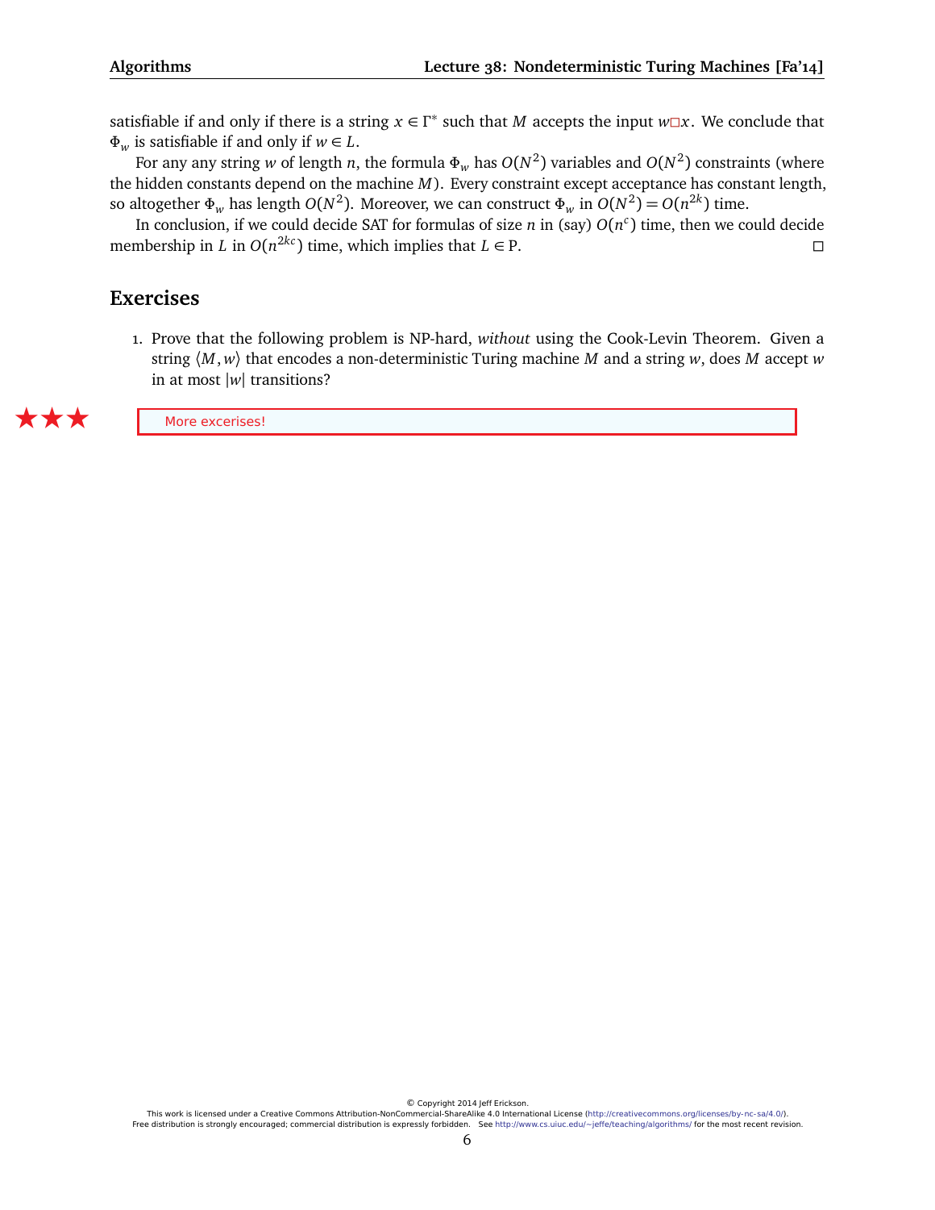satisfiable if and only if there is a string $x \in \Gamma^*$ such that $M$ accepts the input $w\Box x$. We conclude that $\Phi_w$ is satisfiable if and only if $w \in L$.

For any any string $w$ of length $n$, the formula $\Phi_w$ has $O(N^2)$ variables and $O(N^2)$ constraints (where the hidden constants depend on the machine $M$). Every constraint except acceptance has constant length, so altogether $\Phi_w$ has length $O(N^2)$. Moreover, we can construct $\Phi_w$ in $O(N^2) = O(n^{2k})$ time.

In conclusion, if we could decide SAT for formulas of size $n$ in (say) $O(n^c)$ time, then we could decide membership in $L$ in $O(n^{2kc})$ time, which implies that $L \in$ P. □

## Exercises

1. Prove that the following problem is NP-hard, *without* using the Cook-Levin Theorem. Given a string $\langle M, w \rangle$ that encodes a non-deterministic Turing machine $M$ and a string $w$, does $M$ accept $w$ in at most $|w|$ transitions?

★★★ More excerises!